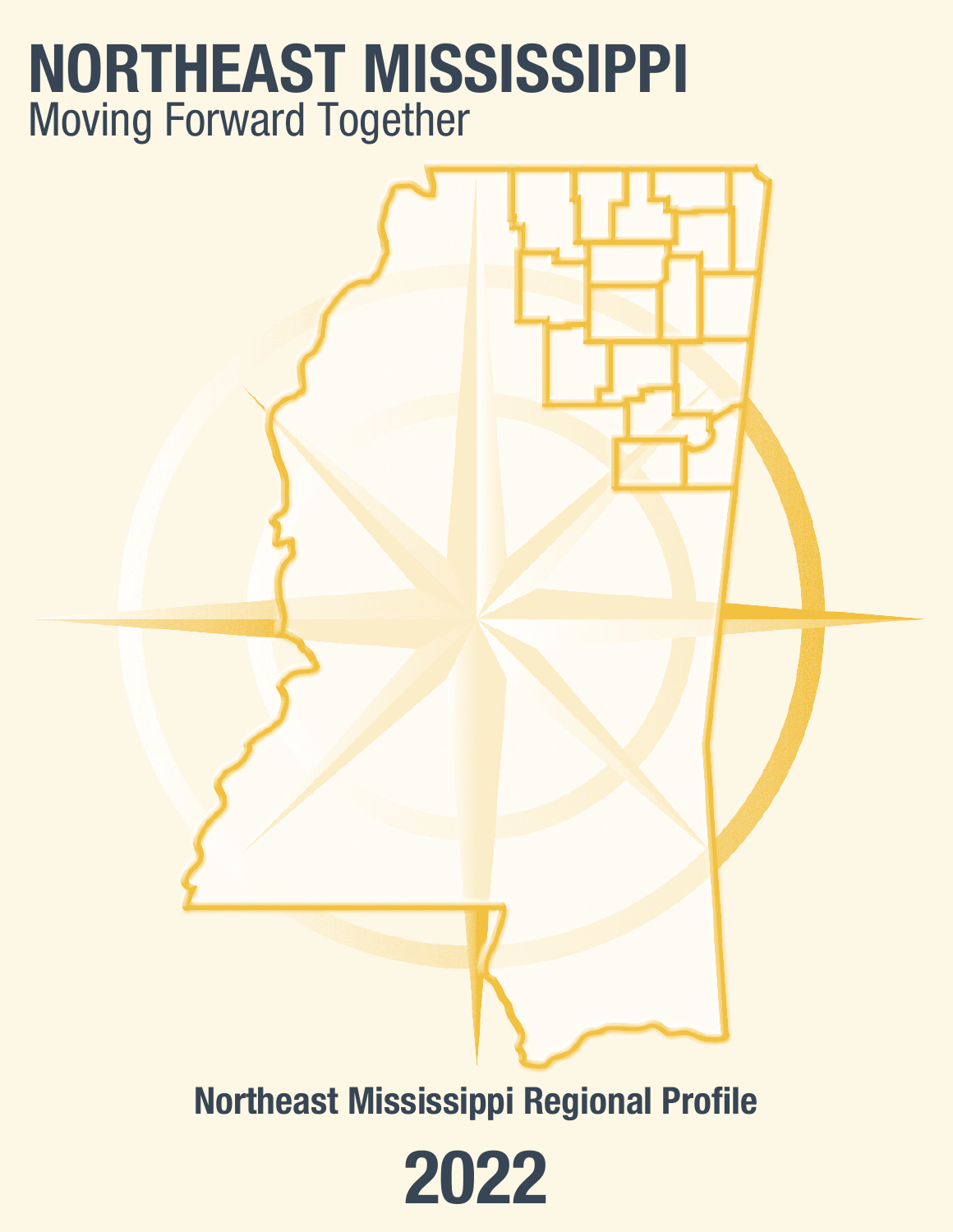# NORTHEAST MISSISSIPPI

Moving Forward Together

## Northeast Mississippi Regional Profile

## 2022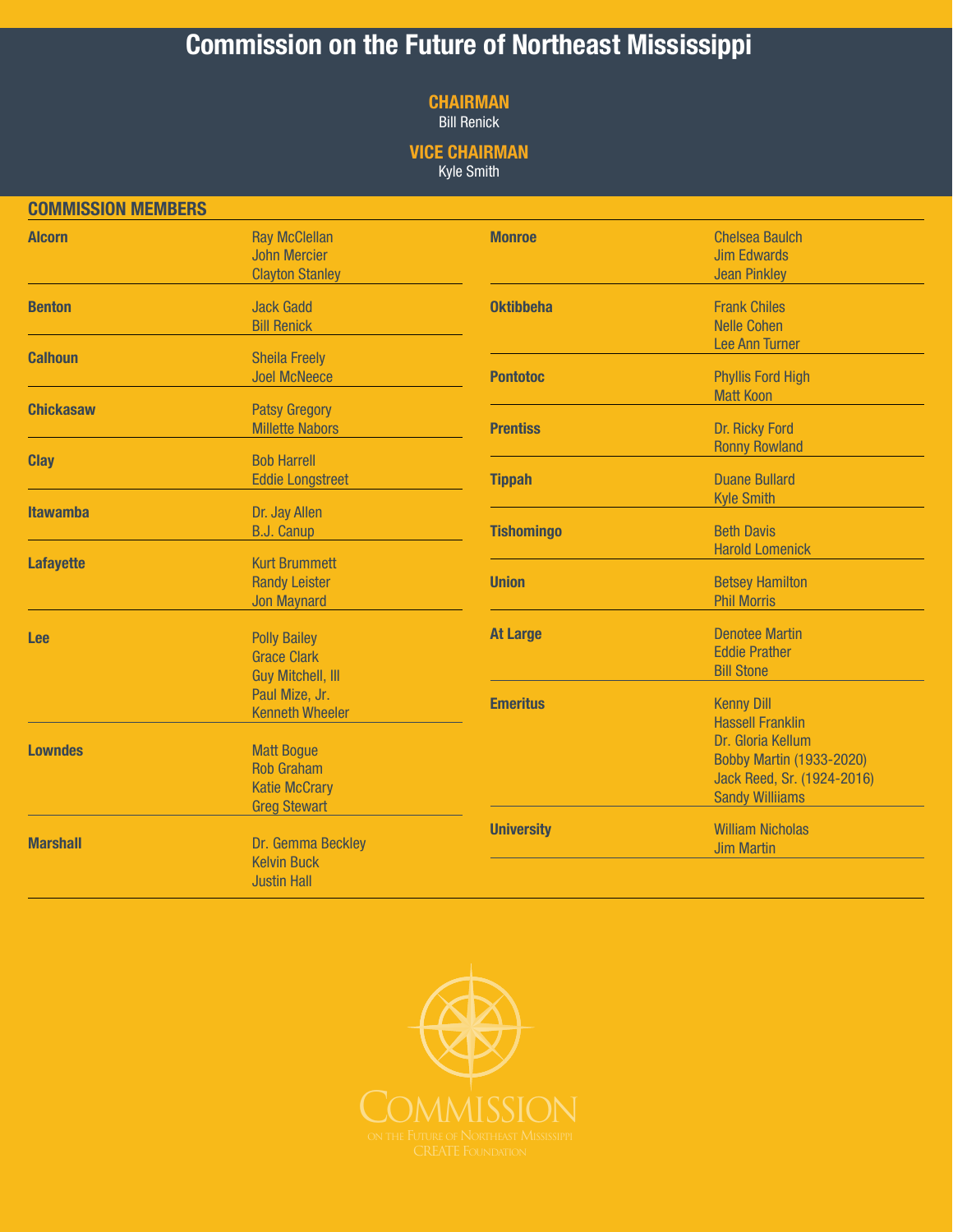# Commission on the Future of Northeast Mississippi

**CHAIRMAN**
Bill Renick

**VICE CHAIRMAN**
Kyle Smith

## COMMISSION MEMBERS

| County | Members |
|---|---|
| **Alcorn** | Ray McClellan<br>John Mercier<br>Clayton Stanley |
| **Benton** | Jack Gadd<br>Bill Renick |
| **Calhoun** | Sheila Freely<br>Joel McNeece |
| **Chickasaw** | Patsy Gregory<br>Millette Nabors |
| **Clay** | Bob Harrell<br>Eddie Longstreet |
| **Itawamba** | Dr. Jay Allen<br>B.J. Canup |
| **Lafayette** | Kurt Brummett<br>Randy Leister<br>Jon Maynard |
| **Lee** | Polly Bailey<br>Grace Clark<br>Guy Mitchell, III<br>Paul Mize, Jr.<br>Kenneth Wheeler |
| **Lowndes** | Matt Bogue<br>Rob Graham<br>Katie McCrary<br>Greg Stewart |
| **Marshall** | Dr. Gemma Beckley<br>Kelvin Buck<br>Justin Hall |
| **Monroe** | Chelsea Baulch<br>Jim Edwards<br>Jean Pinkley |
| **Oktibbeha** | Frank Chiles<br>Nelle Cohen<br>Lee Ann Turner |
| **Pontotoc** | Phyllis Ford High<br>Matt Koon |
| **Prentiss** | Dr. Ricky Ford<br>Ronny Rowland |
| **Tippah** | Duane Bullard<br>Kyle Smith |
| **Tishomingo** | Beth Davis<br>Harold Lomenick |
| **Union** | Betsey Hamilton<br>Phil Morris |
| **At Large** | Denotee Martin<br>Eddie Prather<br>Bill Stone |
| **Emeritus** | Kenny Dill<br>Hassell Franklin<br>Dr. Gloria Kellum<br>Bobby Martin (1933-2020)<br>Jack Reed, Sr. (1924-2016)<br>Sandy Williiams |
| **University** | William Nicholas<br>Jim Martin |

COMMISSION
ON THE FUTURE OF NORTHEAST MISSISSIPPI
CREATE FOUNDATION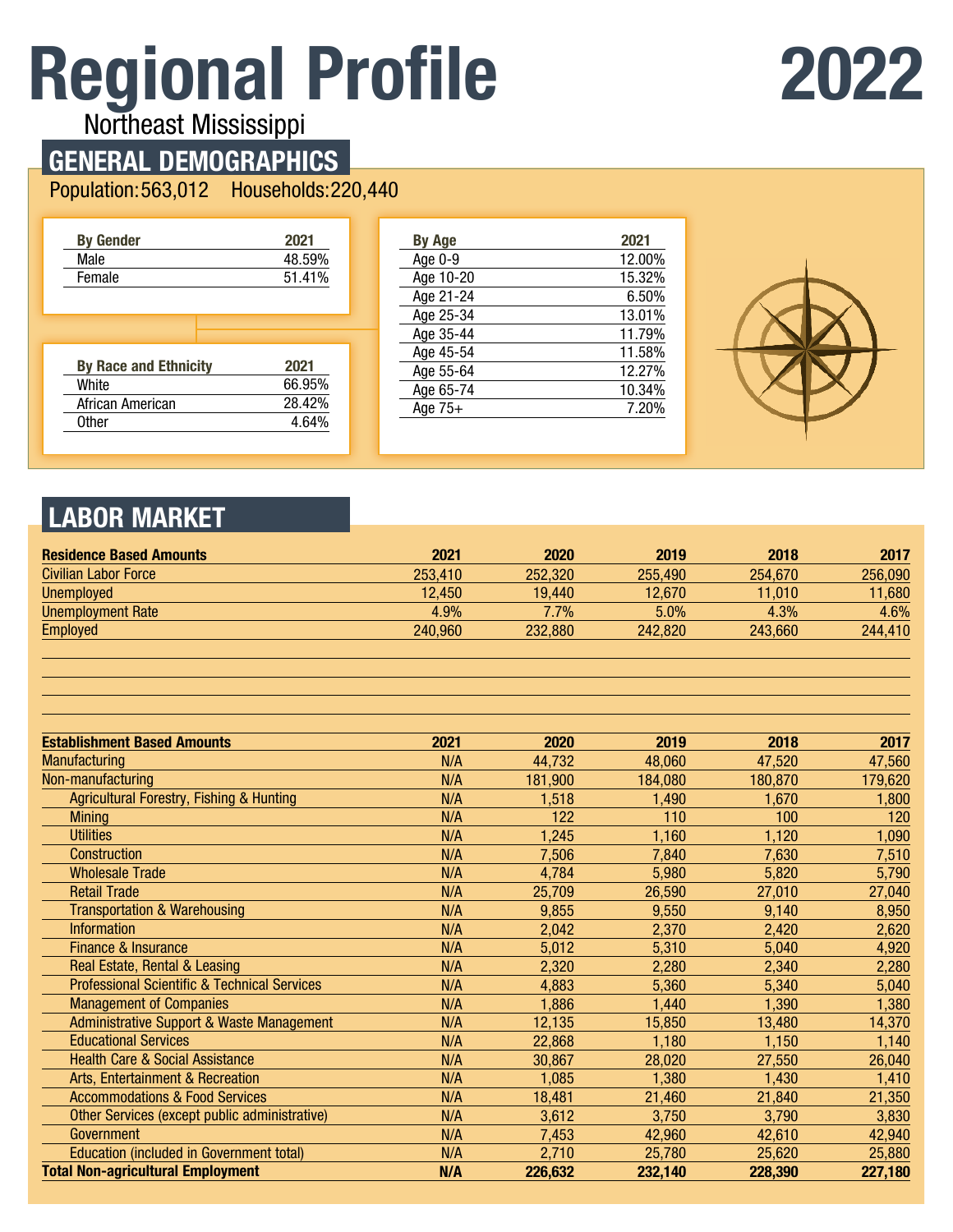# Regional Profile 2022

Northeast Mississippi

## GENERAL DEMOGRAPHICS

Population: 563,012    Households: 220,440

| By Gender | 2021 |
|---|---|
| Male | 48.59% |
| Female | 51.41% |

| By Race and Ethnicity | 2021 |
|---|---|
| White | 66.95% |
| African American | 28.42% |
| Other | 4.64% |

| By Age | 2021 |
|---|---|
| Age 0-9 | 12.00% |
| Age 10-20 | 15.32% |
| Age 21-24 | 6.50% |
| Age 25-34 | 13.01% |
| Age 35-44 | 11.79% |
| Age 45-54 | 11.58% |
| Age 55-64 | 12.27% |
| Age 65-74 | 10.34% |
| Age 75+ | 7.20% |

## LABOR MARKET

| Residence Based Amounts | 2021 | 2020 | 2019 | 2018 | 2017 |
|---|---|---|---|---|---|
| Civilian Labor Force | 253,410 | 252,320 | 255,490 | 254,670 | 256,090 |
| Unemployed | 12,450 | 19,440 | 12,670 | 11,010 | 11,680 |
| Unemployment Rate | 4.9% | 7.7% | 5.0% | 4.3% | 4.6% |
| Employed | 240,960 | 232,880 | 242,820 | 243,660 | 244,410 |

| Establishment Based Amounts | 2021 | 2020 | 2019 | 2018 | 2017 |
|---|---|---|---|---|---|
| Manufacturing | N/A | 44,732 | 48,060 | 47,520 | 47,560 |
| Non-manufacturing | N/A | 181,900 | 184,080 | 180,870 | 179,620 |
| Agricultural Forestry, Fishing & Hunting | N/A | 1,518 | 1,490 | 1,670 | 1,800 |
| Mining | N/A | 122 | 110 | 100 | 120 |
| Utilities | N/A | 1,245 | 1,160 | 1,120 | 1,090 |
| Construction | N/A | 7,506 | 7,840 | 7,630 | 7,510 |
| Wholesale Trade | N/A | 4,784 | 5,980 | 5,820 | 5,790 |
| Retail Trade | N/A | 25,709 | 26,590 | 27,010 | 27,040 |
| Transportation & Warehousing | N/A | 9,855 | 9,550 | 9,140 | 8,950 |
| Information | N/A | 2,042 | 2,370 | 2,420 | 2,620 |
| Finance & Insurance | N/A | 5,012 | 5,310 | 5,040 | 4,920 |
| Real Estate, Rental & Leasing | N/A | 2,320 | 2,280 | 2,340 | 2,280 |
| Professional Scientific & Technical Services | N/A | 4,883 | 5,360 | 5,340 | 5,040 |
| Management of Companies | N/A | 1,886 | 1,440 | 1,390 | 1,380 |
| Administrative Support & Waste Management | N/A | 12,135 | 15,850 | 13,480 | 14,370 |
| Educational Services | N/A | 22,868 | 1,180 | 1,150 | 1,140 |
| Health Care & Social Assistance | N/A | 30,867 | 28,020 | 27,550 | 26,040 |
| Arts, Entertainment & Recreation | N/A | 1,085 | 1,380 | 1,430 | 1,410 |
| Accommodations & Food Services | N/A | 18,481 | 21,460 | 21,840 | 21,350 |
| Other Services (except public administrative) | N/A | 3,612 | 3,750 | 3,790 | 3,830 |
| Government | N/A | 7,453 | 42,960 | 42,610 | 42,940 |
| Education (included in Government total) | N/A | 2,710 | 25,780 | 25,620 | 25,880 |
| **Total Non-agricultural Employment** | **N/A** | **226,632** | **232,140** | **228,390** | **227,180** |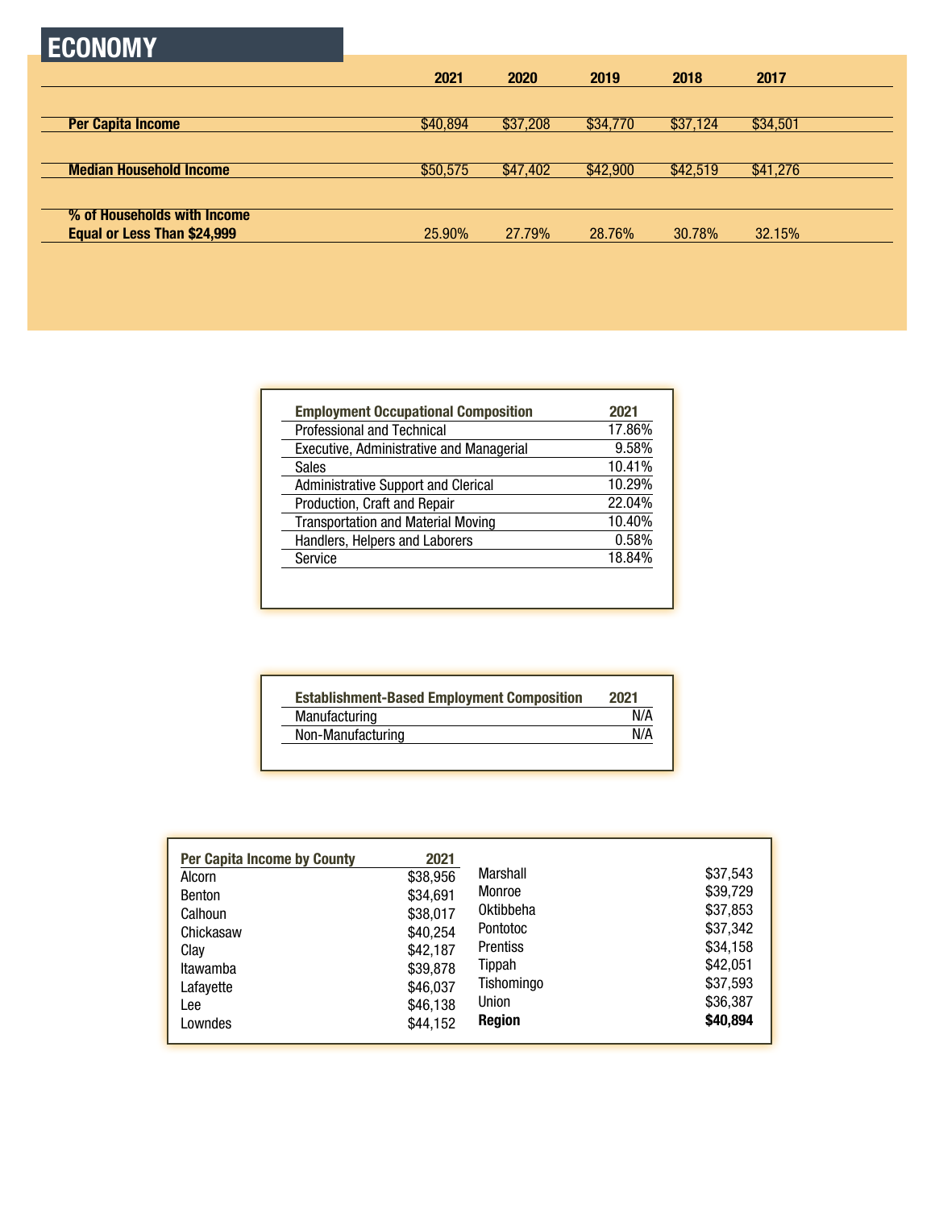## ECONOMY

| | 2021 | 2020 | 2019 | 2018 | 2017 |
|---|---|---|---|---|---|
| **Per Capita Income** | $40,894 | $37,208 | $34,770 | $37,124 | $34,501 |
| **Median Household Income** | $50,575 | $47,402 | $42,900 | $42,519 | $41,276 |
| **% of Households with Income Equal or Less Than $24,999** | 25.90% | 27.79% | 28.76% | 30.78% | 32.15% |

| Employment Occupational Composition | 2021 |
|---|---|
| Professional and Technical | 17.86% |
| Executive, Administrative and Managerial | 9.58% |
| Sales | 10.41% |
| Administrative Support and Clerical | 10.29% |
| Production, Craft and Repair | 22.04% |
| Transportation and Material Moving | 10.40% |
| Handlers, Helpers and Laborers | 0.58% |
| Service | 18.84% |

| Establishment-Based Employment Composition | 2021 |
|---|---|
| Manufacturing | N/A |
| Non-Manufacturing | N/A |

| Per Capita Income by County | 2021 |
|---|---|
| Alcorn | $38,956 |
| Benton | $34,691 |
| Calhoun | $38,017 |
| Chickasaw | $40,254 |
| Clay | $42,187 |
| Itawamba | $39,878 |
| Lafayette | $46,037 |
| Lee | $46,138 |
| Lowndes | $44,152 |
| Marshall | $37,543 |
| Monroe | $39,729 |
| Oktibbeha | $37,853 |
| Pontotoc | $37,342 |
| Prentiss | $34,158 |
| Tippah | $42,051 |
| Tishomingo | $37,593 |
| Union | $36,387 |
| **Region** | **$40,894** |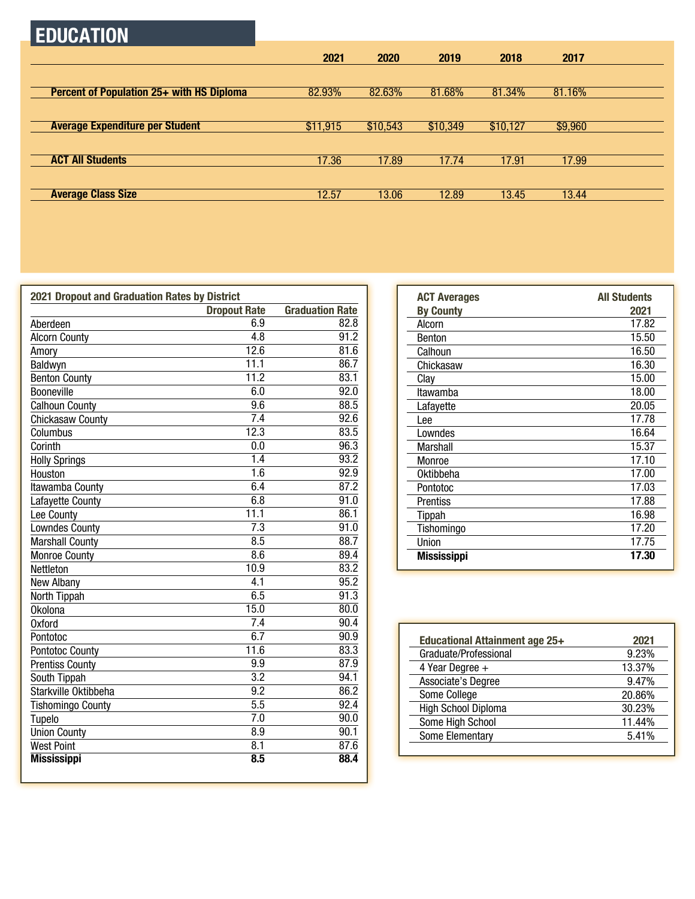# EDUCATION

| | 2021 | 2020 | 2019 | 2018 | 2017 |
|---|---|---|---|---|---|
| **Percent of Population 25+ with HS Diploma** | 82.93% | 82.63% | 81.68% | 81.34% | 81.16% |
| **Average Expenditure per Student** | $11,915 | $10,543 | $10,349 | $10,127 | $9,960 |
| **ACT All Students** | 17.36 | 17.89 | 17.74 | 17.91 | 17.99 |
| **Average Class Size** | 12.57 | 13.06 | 12.89 | 13.45 | 13.44 |

**2021 Dropout and Graduation Rates by District**

| | Dropout Rate | Graduation Rate |
|---|---|---|
| Aberdeen | 6.9 | 82.8 |
| Alcorn County | 4.8 | 91.2 |
| Amory | 12.6 | 81.6 |
| Baldwyn | 11.1 | 86.7 |
| Benton County | 11.2 | 83.1 |
| Booneville | 6.0 | 92.0 |
| Calhoun County | 9.6 | 88.5 |
| Chickasaw County | 7.4 | 92.6 |
| Columbus | 12.3 | 83.5 |
| Corinth | 0.0 | 96.3 |
| Holly Springs | 1.4 | 93.2 |
| Houston | 1.6 | 92.9 |
| Itawamba County | 6.4 | 87.2 |
| Lafayette County | 6.8 | 91.0 |
| Lee County | 11.1 | 86.1 |
| Lowndes County | 7.3 | 91.0 |
| Marshall County | 8.5 | 88.7 |
| Monroe County | 8.6 | 89.4 |
| Nettleton | 10.9 | 83.2 |
| New Albany | 4.1 | 95.2 |
| North Tippah | 6.5 | 91.3 |
| Okolona | 15.0 | 80.0 |
| Oxford | 7.4 | 90.4 |
| Pontotoc | 6.7 | 90.9 |
| Pontotoc County | 11.6 | 83.3 |
| Prentiss County | 9.9 | 87.9 |
| South Tippah | 3.2 | 94.1 |
| Starkville Oktibbeha | 9.2 | 86.2 |
| Tishomingo County | 5.5 | 92.4 |
| Tupelo | 7.0 | 90.0 |
| Union County | 8.9 | 90.1 |
| West Point | 8.1 | 87.6 |
| **Mississippi** | **8.5** | **88.4** |

| ACT Averages By County | All Students 2021 |
|---|---|
| Alcorn | 17.82 |
| Benton | 15.50 |
| Calhoun | 16.50 |
| Chickasaw | 16.30 |
| Clay | 15.00 |
| Itawamba | 18.00 |
| Lafayette | 20.05 |
| Lee | 17.78 |
| Lowndes | 16.64 |
| Marshall | 15.37 |
| Monroe | 17.10 |
| Oktibbeha | 17.00 |
| Pontotoc | 17.03 |
| Prentiss | 17.88 |
| Tippah | 16.98 |
| Tishomingo | 17.20 |
| Union | 17.75 |
| **Mississippi** | **17.30** |

| Educational Attainment age 25+ | 2021 |
|---|---|
| Graduate/Professional | 9.23% |
| 4 Year Degree + | 13.37% |
| Associate's Degree | 9.47% |
| Some College | 20.86% |
| High School Diploma | 30.23% |
| Some High School | 11.44% |
| Some Elementary | 5.41% |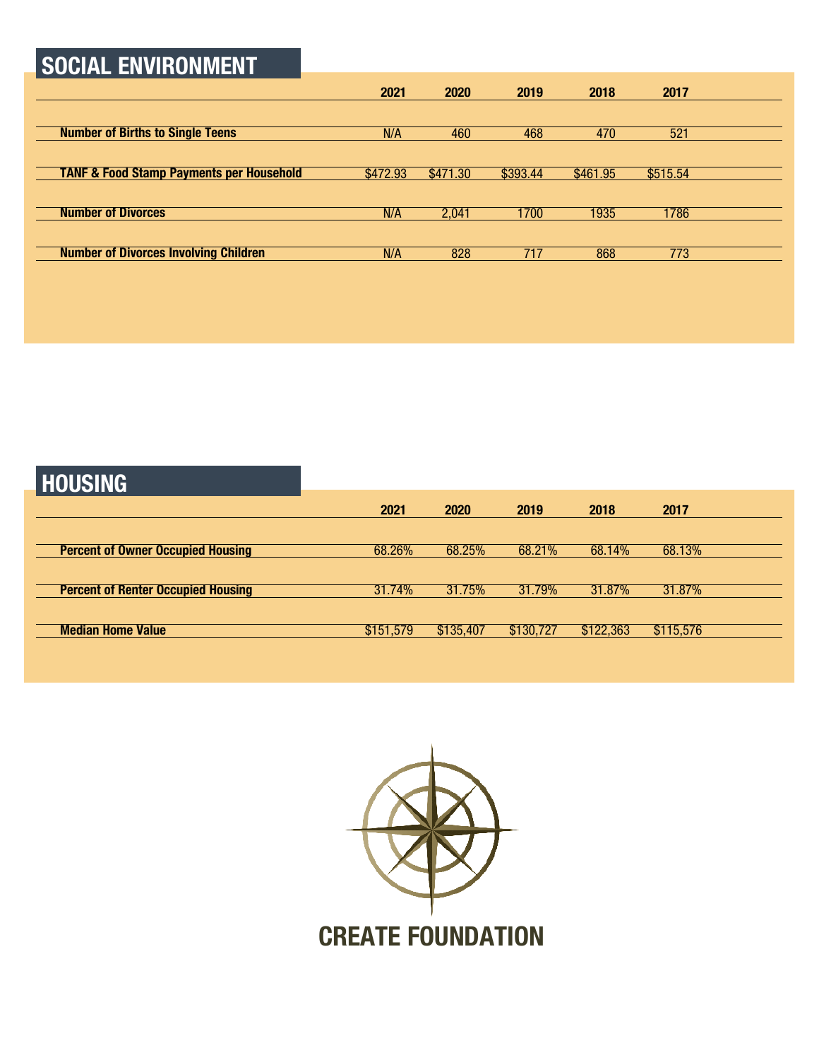## SOCIAL ENVIRONMENT

| | 2021 | 2020 | 2019 | 2018 | 2017 |
|---|---|---|---|---|---|
| **Number of Births to Single Teens** | N/A | 460 | 468 | 470 | 521 |
| **TANF & Food Stamp Payments per Household** | $472.93 | $471.30 | $393.44 | $461.95 | $515.54 |
| **Number of Divorces** | N/A | 2,041 | 1700 | 1935 | 1786 |
| **Number of Divorces Involving Children** | N/A | 828 | 717 | 868 | 773 |

## HOUSING

| | 2021 | 2020 | 2019 | 2018 | 2017 |
|---|---|---|---|---|---|
| **Percent of Owner Occupied Housing** | 68.26% | 68.25% | 68.21% | 68.14% | 68.13% |
| **Percent of Renter Occupied Housing** | 31.74% | 31.75% | 31.79% | 31.87% | 31.87% |
| **Median Home Value** | $151,579 | $135,407 | $130,727 | $122,363 | $115,576 |

**CREATE FOUNDATION**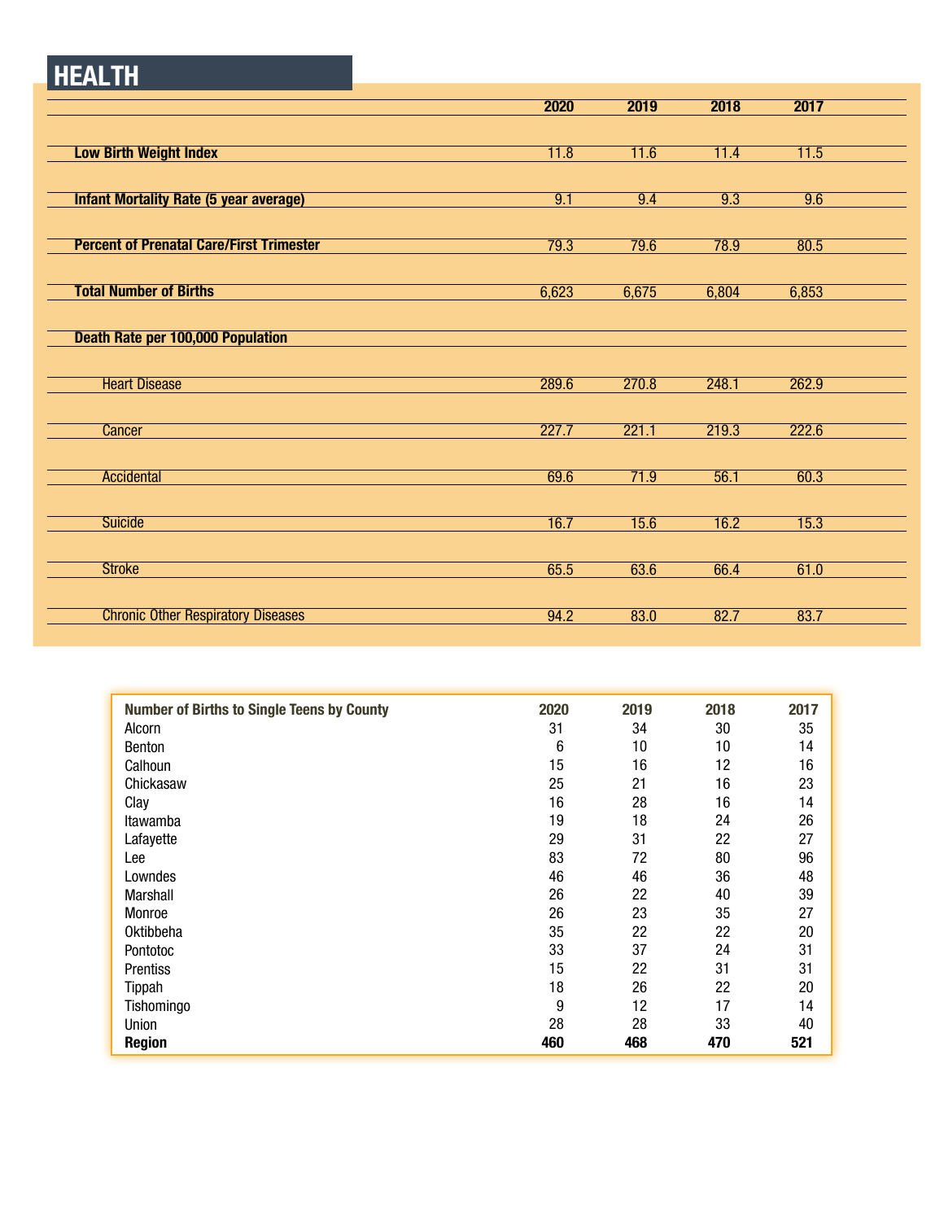# HEALTH

| | 2020 | 2019 | 2018 | 2017 |
|---|---|---|---|---|
| **Low Birth Weight Index** | 11.8 | 11.6 | 11.4 | 11.5 |
| **Infant Mortality Rate (5 year average)** | 9.1 | 9.4 | 9.3 | 9.6 |
| **Percent of Prenatal Care/First Trimester** | 79.3 | 79.6 | 78.9 | 80.5 |
| **Total Number of Births** | 6,623 | 6,675 | 6,804 | 6,853 |
| **Death Rate per 100,000 Population** | | | | |
| Heart Disease | 289.6 | 270.8 | 248.1 | 262.9 |
| Cancer | 227.7 | 221.1 | 219.3 | 222.6 |
| Accidental | 69.6 | 71.9 | 56.1 | 60.3 |
| Suicide | 16.7 | 15.6 | 16.2 | 15.3 |
| Stroke | 65.5 | 63.6 | 66.4 | 61.0 |
| Chronic Other Respiratory Diseases | 94.2 | 83.0 | 82.7 | 83.7 |

| Number of Births to Single Teens by County | 2020 | 2019 | 2018 | 2017 |
|---|---|---|---|---|
| Alcorn | 31 | 34 | 30 | 35 |
| Benton | 6 | 10 | 10 | 14 |
| Calhoun | 15 | 16 | 12 | 16 |
| Chickasaw | 25 | 21 | 16 | 23 |
| Clay | 16 | 28 | 16 | 14 |
| Itawamba | 19 | 18 | 24 | 26 |
| Lafayette | 29 | 31 | 22 | 27 |
| Lee | 83 | 72 | 80 | 96 |
| Lowndes | 46 | 46 | 36 | 48 |
| Marshall | 26 | 22 | 40 | 39 |
| Monroe | 26 | 23 | 35 | 27 |
| Oktibbeha | 35 | 22 | 22 | 20 |
| Pontotoc | 33 | 37 | 24 | 31 |
| Prentiss | 15 | 22 | 31 | 31 |
| Tippah | 18 | 26 | 22 | 20 |
| Tishomingo | 9 | 12 | 17 | 14 |
| Union | 28 | 28 | 33 | 40 |
| **Region** | **460** | **468** | **470** | **521** |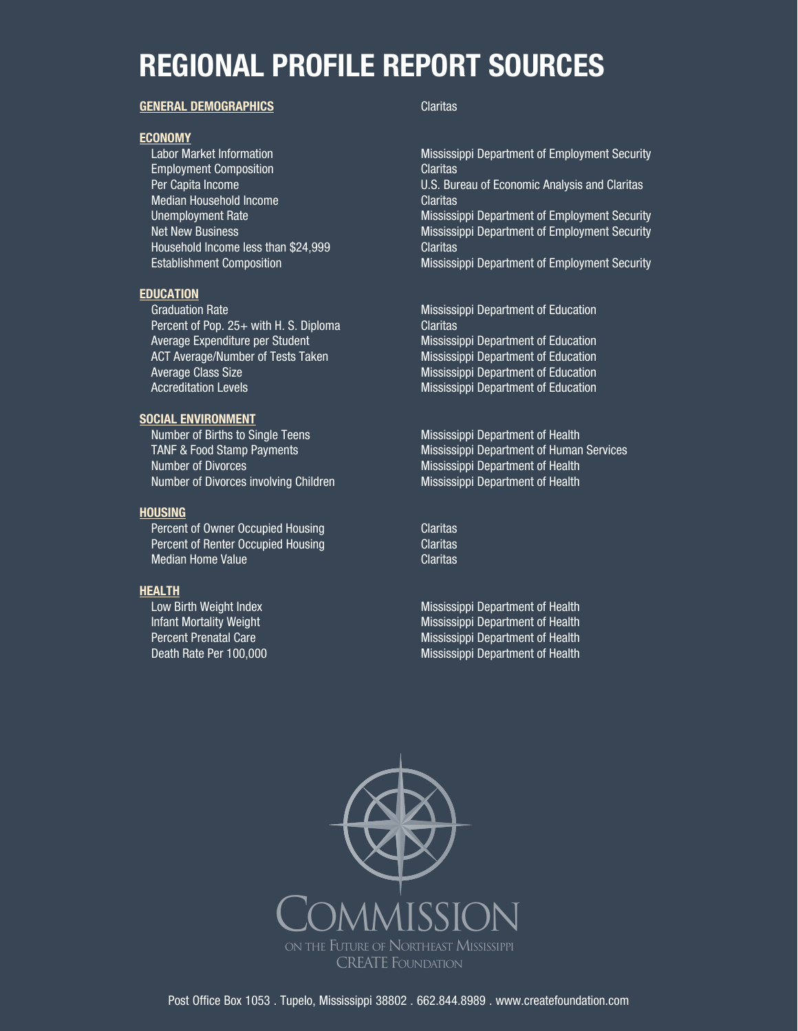# REGIONAL PROFILE REPORT SOURCES

| | |
|---|---|
| **GENERAL DEMOGRAPHICS** | Claritas |
| **ECONOMY** | |
| Labor Market Information | Mississippi Department of Employment Security |
| Employment Composition | Claritas |
| Per Capita Income | U.S. Bureau of Economic Analysis and Claritas |
| Median Household Income | Claritas |
| Unemployment Rate | Mississippi Department of Employment Security |
| Net New Business | Mississippi Department of Employment Security |
| Household Income less than $24,999 | Claritas |
| Establishment Composition | Mississippi Department of Employment Security |
| **EDUCATION** | |
| Graduation Rate | Mississippi Department of Education |
| Percent of Pop. 25+ with H. S. Diploma | Claritas |
| Average Expenditure per Student | Mississippi Department of Education |
| ACT Average/Number of Tests Taken | Mississippi Department of Education |
| Average Class Size | Mississippi Department of Education |
| Accreditation Levels | Mississippi Department of Education |
| **SOCIAL ENVIRONMENT** | |
| Number of Births to Single Teens | Mississippi Department of Health |
| TANF & Food Stamp Payments | Mississippi Department of Human Services |
| Number of Divorces | Mississippi Department of Health |
| Number of Divorces involving Children | Mississippi Department of Health |
| **HOUSING** | |
| Percent of Owner Occupied Housing | Claritas |
| Percent of Renter Occupied Housing | Claritas |
| Median Home Value | Claritas |
| **HEALTH** | |
| Low Birth Weight Index | Mississippi Department of Health |
| Infant Mortality Weight | Mississippi Department of Health |
| Percent Prenatal Care | Mississippi Department of Health |
| Death Rate Per 100,000 | Mississippi Department of Health |

COMMISSION
ON THE FUTURE OF NORTHEAST MISSISSIPPI
CREATE FOUNDATION

Post Office Box 1053 . Tupelo, Mississippi 38802 . 662.844.8989 . www.createfoundation.com